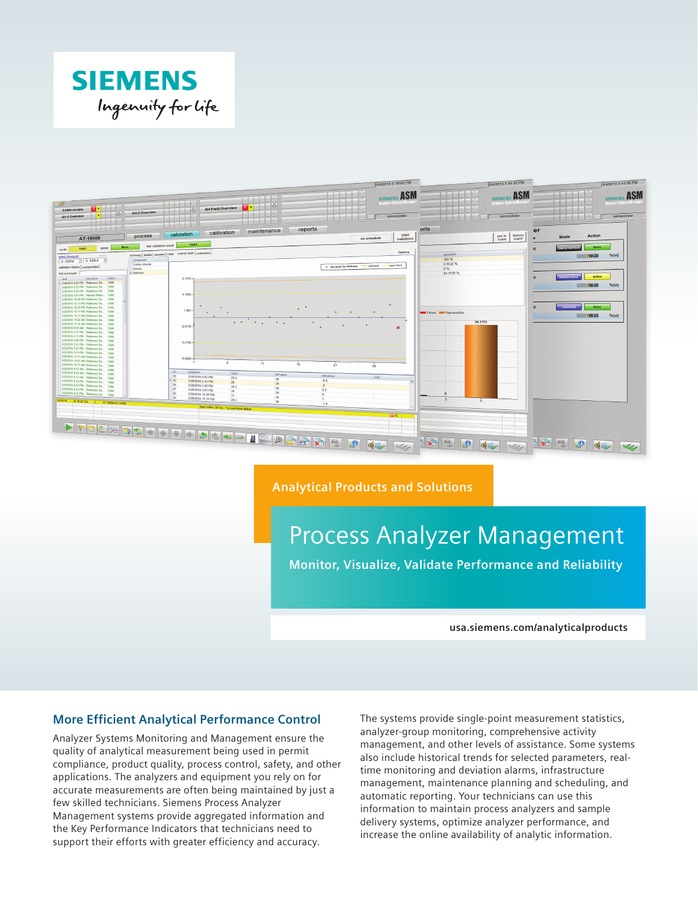SIEMENS

*Ingenuity for life*

Analytical Products and Solutions

# Process Analyzer Management

**Monitor, Visualize, Validate Performance and Reliability**

usa.siemens.com/analyticalproducts

## More Efficient Analytical Performance Control

Analyzer Systems Monitoring and Management ensure the quality of analytical measurement being used in permit compliance, product quality, process control, safety, and other applications. The analyzers and equipment you rely on for accurate measurements are often being maintained by just a few skilled technicians. Siemens Process Analyzer Management systems provide aggregated information and the Key Performance Indicators that technicians need to support their efforts with greater efficiency and accuracy.

The systems provide single-point measurement statistics, analyzer-group monitoring, comprehensive activity management, and other levels of assistance. Some systems also include historical trends for selected parameters, real-time monitoring and deviation alarms, infrastructure management, maintenance planning and scheduling, and automatic reporting. Your technicians can use this information to maintain process analyzers and sample delivery systems, optimize analyzer performance, and increase the online availability of analytic information.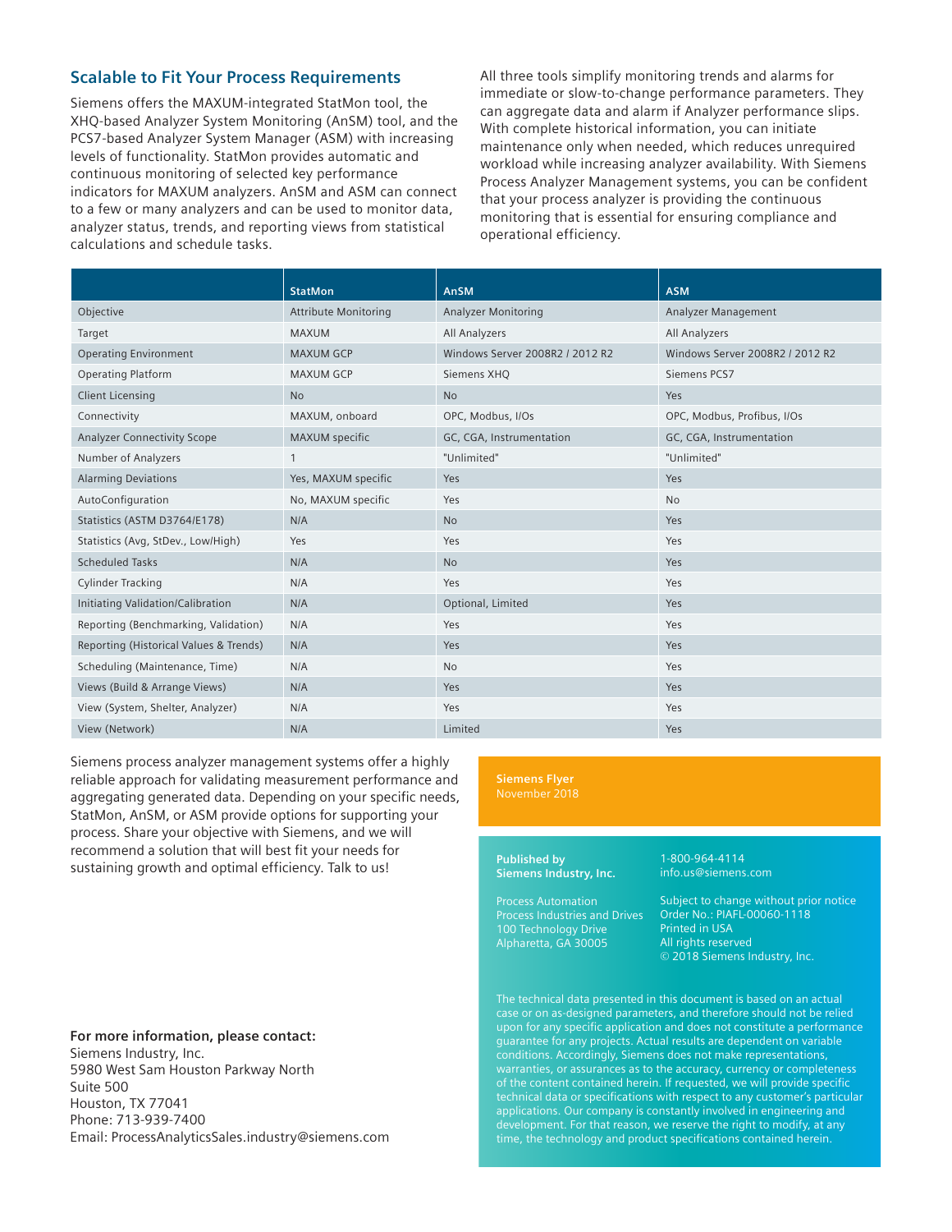## Scalable to Fit Your Process Requirements

Siemens offers the MAXUM-integrated StatMon tool, the XHQ-based Analyzer System Monitoring (AnSM) tool, and the PCS7-based Analyzer System Manager (ASM) with increasing levels of functionality. StatMon provides automatic and continuous monitoring of selected key performance indicators for MAXUM analyzers. AnSM and ASM can connect to a few or many analyzers and can be used to monitor data, analyzer status, trends, and reporting views from statistical calculations and schedule tasks.

All three tools simplify monitoring trends and alarms for immediate or slow-to-change performance parameters. They can aggregate data and alarm if Analyzer performance slips. With complete historical information, you can initiate maintenance only when needed, which reduces unrequired workload while increasing analyzer availability. With Siemens Process Analyzer Management systems, you can be confident that your process analyzer is providing the continuous monitoring that is essential for ensuring compliance and operational efficiency.

| | StatMon | AnSM | ASM |
|---|---|---|---|
| Objective | Attribute Monitoring | Analyzer Monitoring | Analyzer Management |
| Target | MAXUM | All Analyzers | All Analyzers |
| Operating Environment | MAXUM GCP | Windows Server 2008R2 / 2012 R2 | Windows Server 2008R2 / 2012 R2 |
| Operating Platform | MAXUM GCP | Siemens XHQ | Siemens PCS7 |
| Client Licensing | No | No | Yes |
| Connectivity | MAXUM, onboard | OPC, Modbus, I/Os | OPC, Modbus, Profibus, I/Os |
| Analyzer Connectivity Scope | MAXUM specific | GC, CGA, Instrumentation | GC, CGA, Instrumentation |
| Number of Analyzers | 1 | "Unlimited" | "Unlimited" |
| Alarming Deviations | Yes, MAXUM specific | Yes | Yes |
| AutoConfiguration | No, MAXUM specific | Yes | No |
| Statistics (ASTM D3764/E178) | N/A | No | Yes |
| Statistics (Avg, StDev., Low/High) | Yes | Yes | Yes |
| Scheduled Tasks | N/A | No | Yes |
| Cylinder Tracking | N/A | Yes | Yes |
| Initiating Validation/Calibration | N/A | Optional, Limited | Yes |
| Reporting (Benchmarking, Validation) | N/A | Yes | Yes |
| Reporting (Historical Values & Trends) | N/A | Yes | Yes |
| Scheduling (Maintenance, Time) | N/A | No | Yes |
| Views (Build & Arrange Views) | N/A | Yes | Yes |
| View (System, Shelter, Analyzer) | N/A | Yes | Yes |
| View (Network) | N/A | Limited | Yes |

Siemens process analyzer management systems offer a highly reliable approach for validating measurement performance and aggregating generated data. Depending on your specific needs, StatMon, AnSM, or ASM provide options for supporting your process. Share your objective with Siemens, and we will recommend a solution that will best fit your needs for sustaining growth and optimal efficiency. Talk to us!

**For more information, please contact:**
Siemens Industry, Inc.
5980 West Sam Houston Parkway North
Suite 500
Houston, TX 77041
Phone: 713-939-7400
Email: ProcessAnalyticsSales.industry@siemens.com

**Siemens Flyer**
November 2018

**Published by**
**Siemens Industry, Inc.**

Process Automation
Process Industries and Drives
100 Technology Drive
Alpharetta, GA 30005

1-800-964-4114
info.us@siemens.com

Subject to change without prior notice
Order No.: PIAFL-00060-1118
Printed in USA
All rights reserved
© 2018 Siemens Industry, Inc.

The technical data presented in this document is based on an actual case or on as-designed parameters, and therefore should not be relied upon for any specific application and does not constitute a performance guarantee for any projects. Actual results are dependent on variable conditions. Accordingly, Siemens does not make representations, warranties, or assurances as to the accuracy, currency or completeness of the content contained herein. If requested, we will provide specific technical data or specifications with respect to any customer's particular applications. Our company is constantly involved in engineering and development. For that reason, we reserve the right to modify, at any time, the technology and product specifications contained herein.